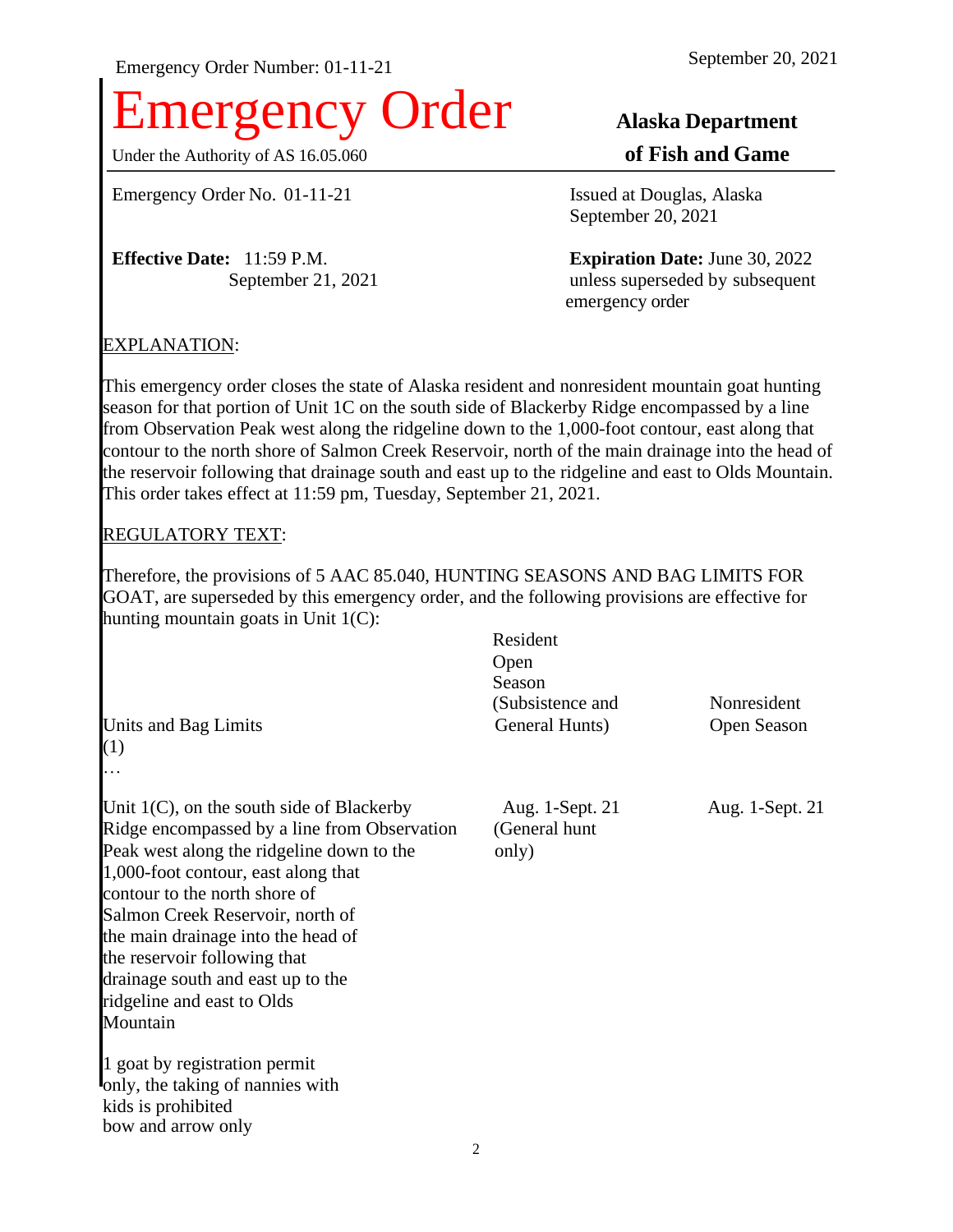Emergency Order Number: 01-11-21

September 20, 2021

# Emergency Order

Under the Authority of AS 16.05.060

**Alaska Department of Fish and Game**

Emergency Order No. 01-11-21

Issued at Douglas, Alaska
September 20, 2021

**Effective Date:** 11:59 P.M.
September 21, 2021

**Expiration Date:** June 30, 2022
unless superseded by subsequent emergency order

EXPLANATION:

This emergency order closes the state of Alaska resident and nonresident mountain goat hunting season for that portion of Unit 1C on the south side of Blackerby Ridge encompassed by a line from Observation Peak west along the ridgeline down to the 1,000-foot contour, east along that contour to the north shore of Salmon Creek Reservoir, north of the main drainage into the head of the reservoir following that drainage south and east up to the ridgeline and east to Olds Mountain. This order takes effect at 11:59 pm, Tuesday, September 21, 2021.

REGULATORY TEXT:

Therefore, the provisions of 5 AAC 85.040, HUNTING SEASONS AND BAG LIMITS FOR GOAT, are superseded by this emergency order, and the following provisions are effective for hunting mountain goats in Unit 1(C):

| Units and Bag Limits | Resident Open Season (Subsistence and General Hunts) | Nonresident Open Season |
|---|---|---|
| (1) | | |
| … | | |
| Unit 1(C), on the south side of Blackerby Ridge encompassed by a line from Observation Peak west along the ridgeline down to the 1,000-foot contour, east along that contour to the north shore of Salmon Creek Reservoir, north of the main drainage into the head of the reservoir following that drainage south and east up to the ridgeline and east to Olds Mountain | Aug. 1-Sept. 21 (General hunt only) | Aug. 1-Sept. 21 |
| 1 goat by registration permit only, the taking of nannies with kids is prohibited bow and arrow only | | |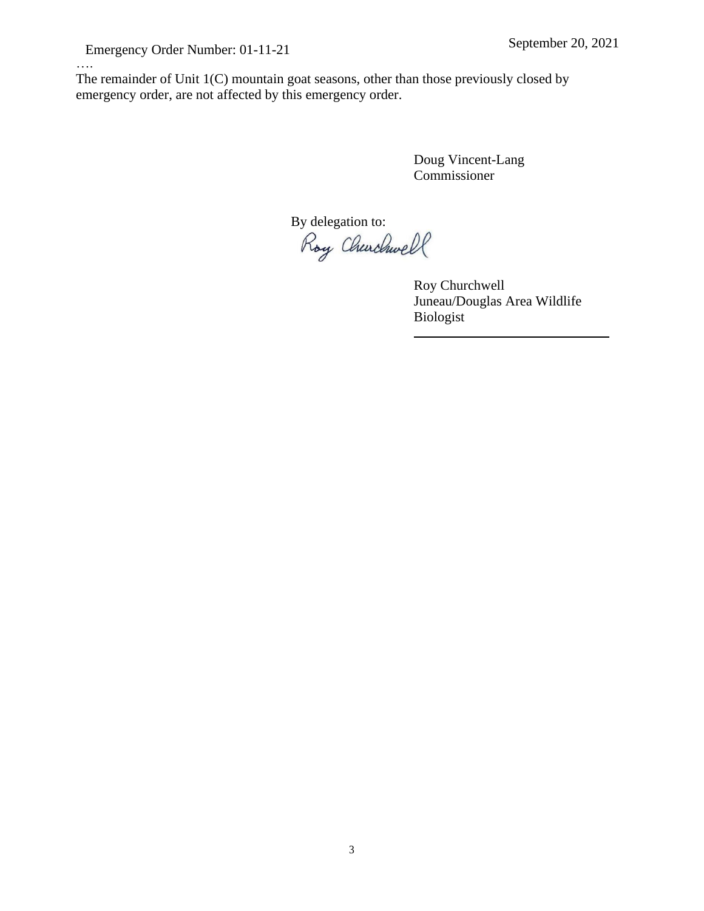….
The remainder of Unit 1(C) mountain goat seasons, other than those previously closed by emergency order, are not affected by this emergency order.

Doug Vincent-Lang
Commissioner

By delegation to:
Roy Churchwell

Roy Churchwell
Juneau/Douglas Area Wildlife Biologist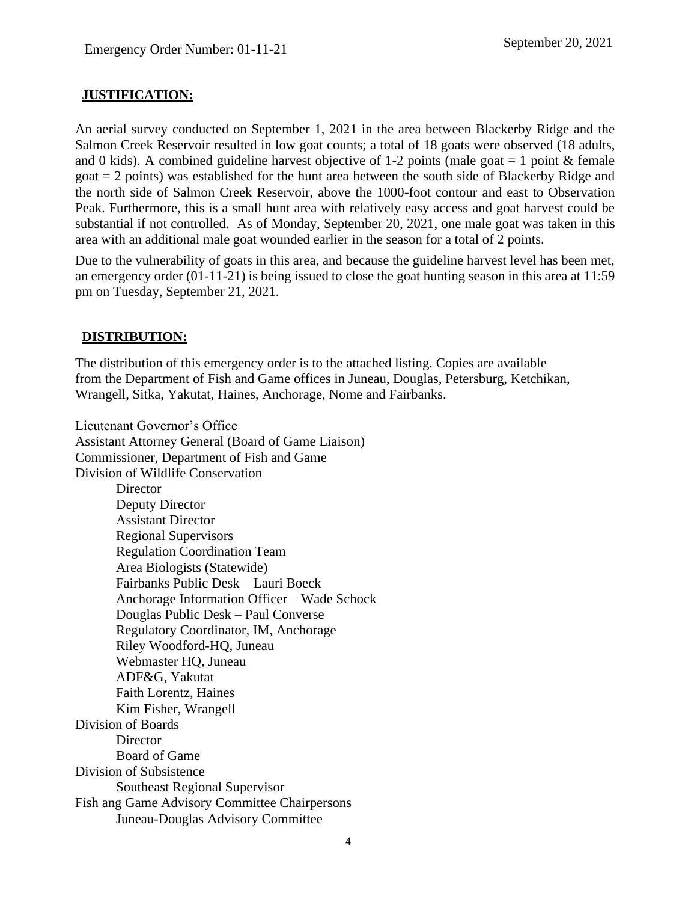Emergency Order Number: 01-11-21

September 20, 2021

## JUSTIFICATION:

An aerial survey conducted on September 1, 2021 in the area between Blackerby Ridge and the Salmon Creek Reservoir resulted in low goat counts; a total of 18 goats were observed (18 adults, and 0 kids). A combined guideline harvest objective of 1-2 points (male goat = 1 point & female goat = 2 points) was established for the hunt area between the south side of Blackerby Ridge and the north side of Salmon Creek Reservoir, above the 1000-foot contour and east to Observation Peak. Furthermore, this is a small hunt area with relatively easy access and goat harvest could be substantial if not controlled. As of Monday, September 20, 2021, one male goat was taken in this area with an additional male goat wounded earlier in the season for a total of 2 points.

Due to the vulnerability of goats in this area, and because the guideline harvest level has been met, an emergency order (01-11-21) is being issued to close the goat hunting season in this area at 11:59 pm on Tuesday, September 21, 2021.

## DISTRIBUTION:

The distribution of this emergency order is to the attached listing. Copies are available from the Department of Fish and Game offices in Juneau, Douglas, Petersburg, Ketchikan, Wrangell, Sitka, Yakutat, Haines, Anchorage, Nome and Fairbanks.

- Lieutenant Governor's Office
- Assistant Attorney General (Board of Game Liaison)
- Commissioner, Department of Fish and Game
- Division of Wildlife Conservation
    - Director
    - Deputy Director
    - Assistant Director
    - Regional Supervisors
    - Regulation Coordination Team
    - Area Biologists (Statewide)
    - Fairbanks Public Desk – Lauri Boeck
    - Anchorage Information Officer – Wade Schock
    - Douglas Public Desk – Paul Converse
    - Regulatory Coordinator, IM, Anchorage
    - Riley Woodford-HQ, Juneau
    - Webmaster HQ, Juneau
    - ADF&G, Yakutat
    - Faith Lorentz, Haines
    - Kim Fisher, Wrangell
- Division of Boards
    - Director
    - Board of Game
- Division of Subsistence
    - Southeast Regional Supervisor
- Fish ang Game Advisory Committee Chairpersons
    - Juneau-Douglas Advisory Committee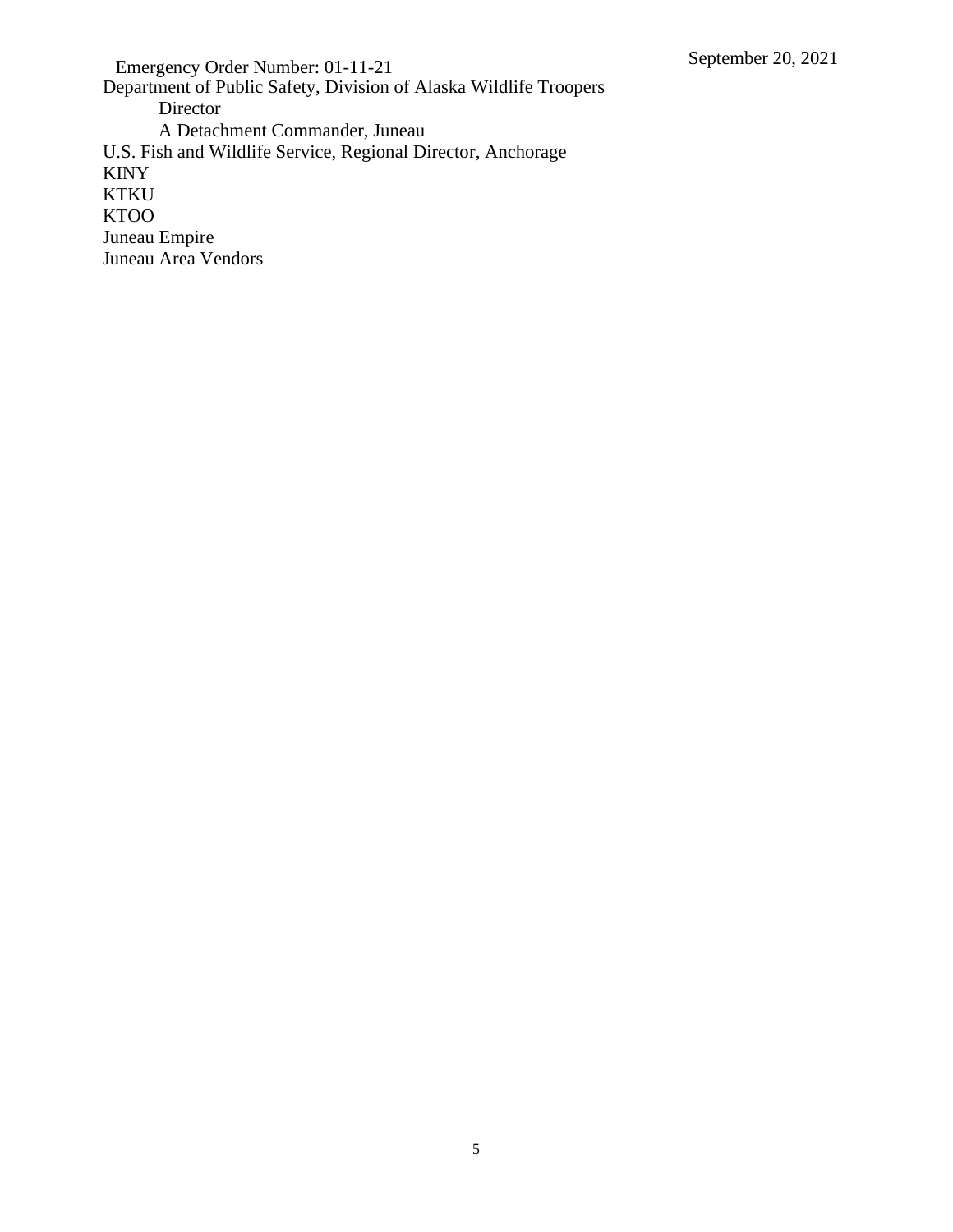Department of Public Safety, Division of Alaska Wildlife Troopers

- Director
- A Detachment Commander, Juneau

U.S. Fish and Wildlife Service, Regional Director, Anchorage

KINY

KTKU

KTOO

Juneau Empire

Juneau Area Vendors